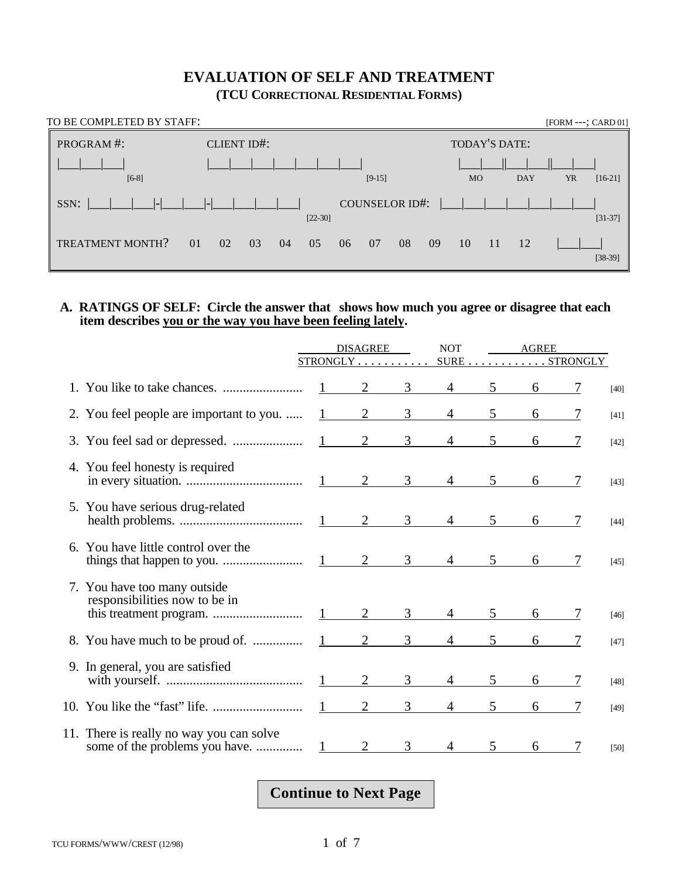# EVALUATION OF SELF AND TREATMENT

## (TCU CORRECTIONAL RESIDENTIAL FORMS)

TO BE COMPLETED BY STAFF: [FORM ---; CARD 01]

| | | |
|---|---|---|
| PROGRAM #: \|___\|___\|___\| [6-8] | CLIENT ID#: \|___\|___\|___\|___\|___\|___\|___\| [9-15] | TODAY'S DATE: \|___\|___\|\|___\|___\|\|___\|___\| MO DAY YR [16-21] |
| SSN: \|___\|___\|___\|-\|___\|___\|-\|___\|___\|___\|___\| [22-30] | | COUNSELOR ID#: \|___\|___\|___\|___\|___\|___\|___\| [31-37] |
| TREATMENT MONTH? 01 02 03 04 05 06 07 08 09 10 11 12 \|___\|___\| [38-39] | | |

**A. RATINGS OF SELF: Circle the answer that shows how much you agree or disagree that each item describes you or the way you have been feeling lately.**

| | DISAGREE STRONGLY | | | NOT SURE | | | AGREE STRONGLY | |
|---|---|---|---|---|---|---|---|---|
| 1. You like to take chances. | 1 | 2 | 3 | 4 | 5 | 6 | 7 | [40] |
| 2. You feel people are important to you. | 1 | 2 | 3 | 4 | 5 | 6 | 7 | [41] |
| 3. You feel sad or depressed. | 1 | 2 | 3 | 4 | 5 | 6 | 7 | [42] |
| 4. You feel honesty is required in every situation. | 1 | 2 | 3 | 4 | 5 | 6 | 7 | [43] |
| 5. You have serious drug-related health problems. | 1 | 2 | 3 | 4 | 5 | 6 | 7 | [44] |
| 6. You have little control over the things that happen to you. | 1 | 2 | 3 | 4 | 5 | 6 | 7 | [45] |
| 7. You have too many outside responsibilities now to be in this treatment program. | 1 | 2 | 3 | 4 | 5 | 6 | 7 | [46] |
| 8. You have much to be proud of. | 1 | 2 | 3 | 4 | 5 | 6 | 7 | [47] |
| 9. In general, you are satisfied with yourself. | 1 | 2 | 3 | 4 | 5 | 6 | 7 | [48] |
| 10. You like the "fast" life. | 1 | 2 | 3 | 4 | 5 | 6 | 7 | [49] |
| 11. There is really no way you can solve some of the problems you have. | 1 | 2 | 3 | 4 | 5 | 6 | 7 | [50] |

**Continue to Next Page**

TCU FORMS/WWW/CREST (12/98)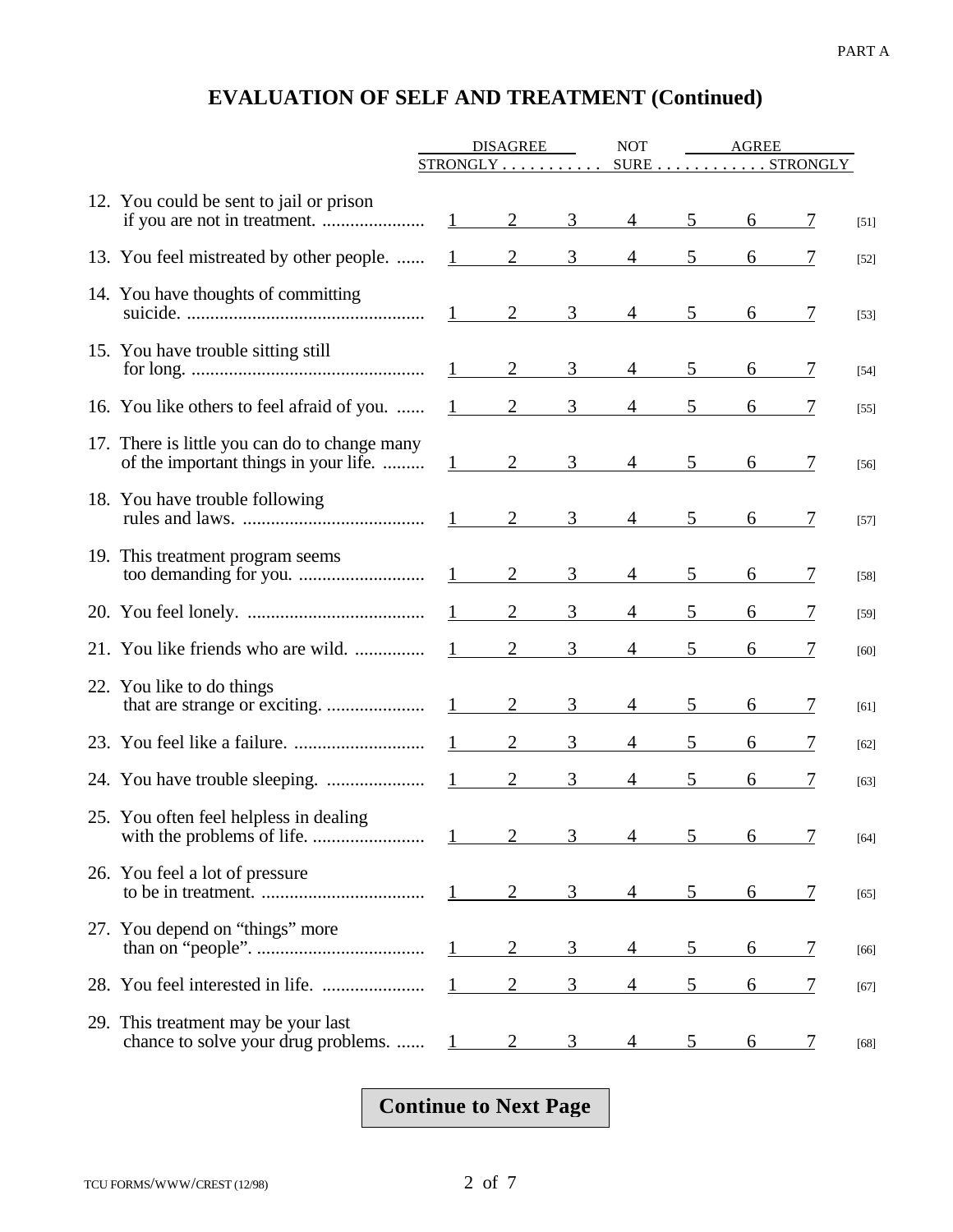PART A

## EVALUATION OF SELF AND TREATMENT (Continued)

| | DISAGREE STRONGLY | | | NOT SURE | | | AGREE STRONGLY | |
|---|---|---|---|---|---|---|---|---|
| 12. You could be sent to jail or prison if you are not in treatment. | 1 | 2 | 3 | 4 | 5 | 6 | 7 | [51] |
| 13. You feel mistreated by other people. | 1 | 2 | 3 | 4 | 5 | 6 | 7 | [52] |
| 14. You have thoughts of committing suicide. | 1 | 2 | 3 | 4 | 5 | 6 | 7 | [53] |
| 15. You have trouble sitting still for long. | 1 | 2 | 3 | 4 | 5 | 6 | 7 | [54] |
| 16. You like others to feel afraid of you. | 1 | 2 | 3 | 4 | 5 | 6 | 7 | [55] |
| 17. There is little you can do to change many of the important things in your life. | 1 | 2 | 3 | 4 | 5 | 6 | 7 | [56] |
| 18. You have trouble following rules and laws. | 1 | 2 | 3 | 4 | 5 | 6 | 7 | [57] |
| 19. This treatment program seems too demanding for you. | 1 | 2 | 3 | 4 | 5 | 6 | 7 | [58] |
| 20. You feel lonely. | 1 | 2 | 3 | 4 | 5 | 6 | 7 | [59] |
| 21. You like friends who are wild. | 1 | 2 | 3 | 4 | 5 | 6 | 7 | [60] |
| 22. You like to do things that are strange or exciting. | 1 | 2 | 3 | 4 | 5 | 6 | 7 | [61] |
| 23. You feel like a failure. | 1 | 2 | 3 | 4 | 5 | 6 | 7 | [62] |
| 24. You have trouble sleeping. | 1 | 2 | 3 | 4 | 5 | 6 | 7 | [63] |
| 25. You often feel helpless in dealing with the problems of life. | 1 | 2 | 3 | 4 | 5 | 6 | 7 | [64] |
| 26. You feel a lot of pressure to be in treatment. | 1 | 2 | 3 | 4 | 5 | 6 | 7 | [65] |
| 27. You depend on "things" more than on "people". | 1 | 2 | 3 | 4 | 5 | 6 | 7 | [66] |
| 28. You feel interested in life. | 1 | 2 | 3 | 4 | 5 | 6 | 7 | [67] |
| 29. This treatment may be your last chance to solve your drug problems. | 1 | 2 | 3 | 4 | 5 | 6 | 7 | [68] |

**Continue to Next Page**

TCU FORMS/WWW/CREST (12/98)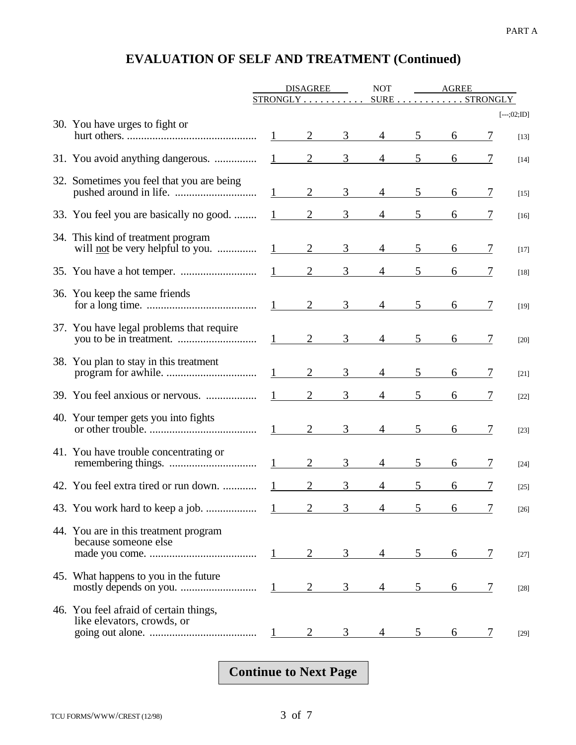PART A

# EVALUATION OF SELF AND TREATMENT (Continued)

| | DISAGREE STRONGLY | | | NOT SURE | | | AGREE STRONGLY | [---;02;ID] |
|---|---|---|---|---|---|---|---|---|
| 30. You have urges to fight or hurt others. | 1 | 2 | 3 | 4 | 5 | 6 | 7 | [13] |
| 31. You avoid anything dangerous. | 1 | 2 | 3 | 4 | 5 | 6 | 7 | [14] |
| 32. Sometimes you feel that you are being pushed around in life. | 1 | 2 | 3 | 4 | 5 | 6 | 7 | [15] |
| 33. You feel you are basically no good. | 1 | 2 | 3 | 4 | 5 | 6 | 7 | [16] |
| 34. This kind of treatment program will <u>not</u> be very helpful to you. | 1 | 2 | 3 | 4 | 5 | 6 | 7 | [17] |
| 35. You have a hot temper. | 1 | 2 | 3 | 4 | 5 | 6 | 7 | [18] |
| 36. You keep the same friends for a long time. | 1 | 2 | 3 | 4 | 5 | 6 | 7 | [19] |
| 37. You have legal problems that require you to be in treatment. | 1 | 2 | 3 | 4 | 5 | 6 | 7 | [20] |
| 38. You plan to stay in this treatment program for awhile. | 1 | 2 | 3 | 4 | 5 | 6 | 7 | [21] |
| 39. You feel anxious or nervous. | 1 | 2 | 3 | 4 | 5 | 6 | 7 | [22] |
| 40. Your temper gets you into fights or other trouble. | 1 | 2 | 3 | 4 | 5 | 6 | 7 | [23] |
| 41. You have trouble concentrating or remembering things. | 1 | 2 | 3 | 4 | 5 | 6 | 7 | [24] |
| 42. You feel extra tired or run down. | 1 | 2 | 3 | 4 | 5 | 6 | 7 | [25] |
| 43. You work hard to keep a job. | 1 | 2 | 3 | 4 | 5 | 6 | 7 | [26] |
| 44. You are in this treatment program because someone else made you come. | 1 | 2 | 3 | 4 | 5 | 6 | 7 | [27] |
| 45. What happens to you in the future mostly depends on you. | 1 | 2 | 3 | 4 | 5 | 6 | 7 | [28] |
| 46. You feel afraid of certain things, like elevators, crowds, or going out alone. | 1 | 2 | 3 | 4 | 5 | 6 | 7 | [29] |

**Continue to Next Page**

TCU FORMS/WWW/CREST (12/98)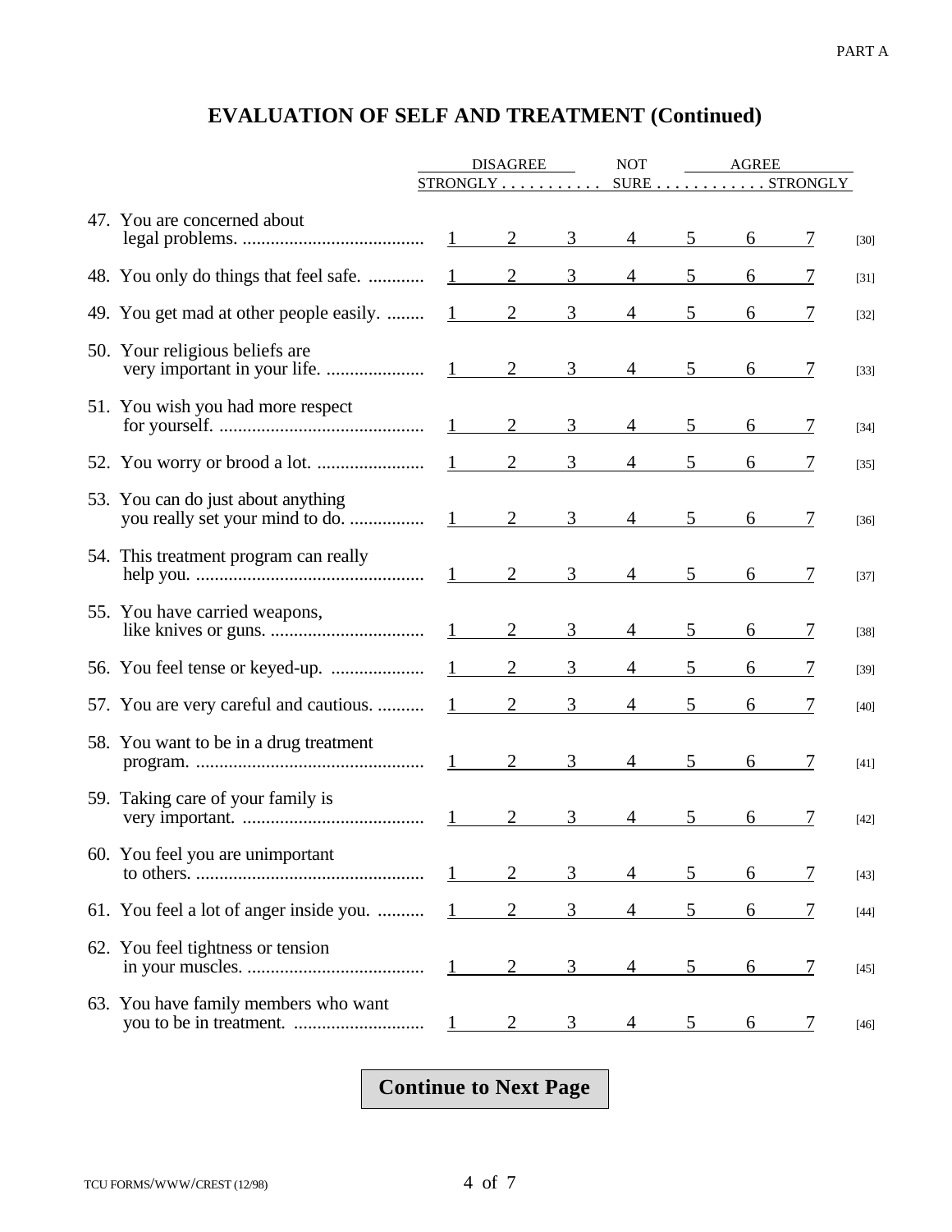# EVALUATION OF SELF AND TREATMENT (Continued)

| | DISAGREE STRONGLY | | | NOT SURE | | | AGREE STRONGLY | |
|---|---|---|---|---|---|---|---|---|
| 47. You are concerned about legal problems. | 1 | 2 | 3 | 4 | 5 | 6 | 7 | [30] |
| 48. You only do things that feel safe. | 1 | 2 | 3 | 4 | 5 | 6 | 7 | [31] |
| 49. You get mad at other people easily. | 1 | 2 | 3 | 4 | 5 | 6 | 7 | [32] |
| 50. Your religious beliefs are very important in your life. | 1 | 2 | 3 | 4 | 5 | 6 | 7 | [33] |
| 51. You wish you had more respect for yourself. | 1 | 2 | 3 | 4 | 5 | 6 | 7 | [34] |
| 52. You worry or brood a lot. | 1 | 2 | 3 | 4 | 5 | 6 | 7 | [35] |
| 53. You can do just about anything you really set your mind to do. | 1 | 2 | 3 | 4 | 5 | 6 | 7 | [36] |
| 54. This treatment program can really help you. | 1 | 2 | 3 | 4 | 5 | 6 | 7 | [37] |
| 55. You have carried weapons, like knives or guns. | 1 | 2 | 3 | 4 | 5 | 6 | 7 | [38] |
| 56. You feel tense or keyed-up. | 1 | 2 | 3 | 4 | 5 | 6 | 7 | [39] |
| 57. You are very careful and cautious. | 1 | 2 | 3 | 4 | 5 | 6 | 7 | [40] |
| 58. You want to be in a drug treatment program. | 1 | 2 | 3 | 4 | 5 | 6 | 7 | [41] |
| 59. Taking care of your family is very important. | 1 | 2 | 3 | 4 | 5 | 6 | 7 | [42] |
| 60. You feel you are unimportant to others. | 1 | 2 | 3 | 4 | 5 | 6 | 7 | [43] |
| 61. You feel a lot of anger inside you. | 1 | 2 | 3 | 4 | 5 | 6 | 7 | [44] |
| 62. You feel tightness or tension in your muscles. | 1 | 2 | 3 | 4 | 5 | 6 | 7 | [45] |
| 63. You have family members who want you to be in treatment. | 1 | 2 | 3 | 4 | 5 | 6 | 7 | [46] |

**Continue to Next Page**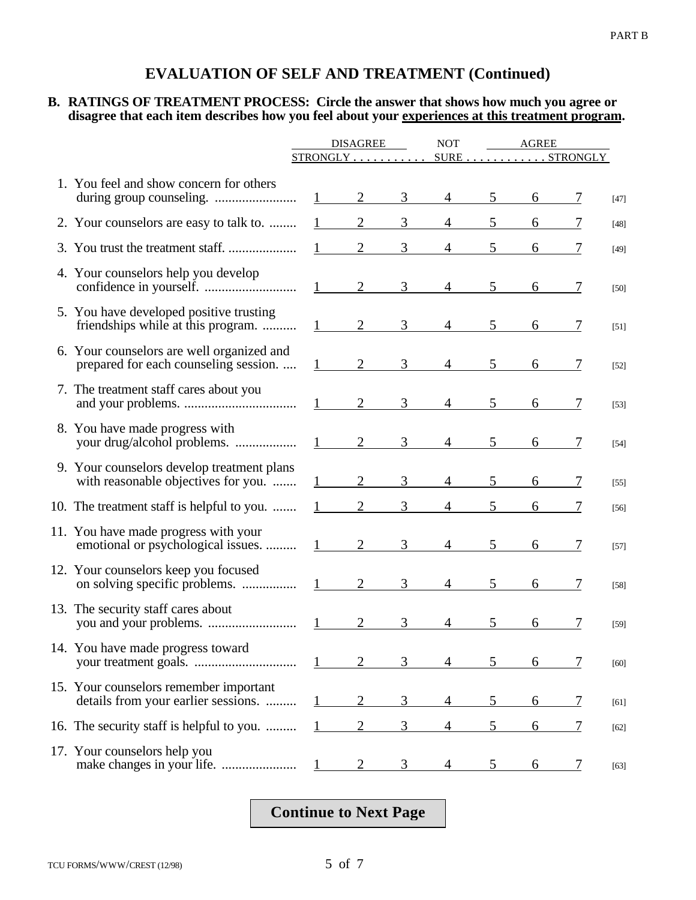PART B

## EVALUATION OF SELF AND TREATMENT (Continued)

**B. RATINGS OF TREATMENT PROCESS: Circle the answer that shows how much you agree or disagree that each item describes how you feel about your experiences at this treatment program.**

| | DISAGREE STRONGLY | | | NOT SURE | | | AGREE STRONGLY | |
|---|---|---|---|---|---|---|---|---|
| 1. You feel and show concern for others during group counseling. | 1 | 2 | 3 | 4 | 5 | 6 | 7 | [47] |
| 2. Your counselors are easy to talk to. | 1 | 2 | 3 | 4 | 5 | 6 | 7 | [48] |
| 3. You trust the treatment staff. | 1 | 2 | 3 | 4 | 5 | 6 | 7 | [49] |
| 4. Your counselors help you develop confidence in yourself. | 1 | 2 | 3 | 4 | 5 | 6 | 7 | [50] |
| 5. You have developed positive trusting friendships while at this program. | 1 | 2 | 3 | 4 | 5 | 6 | 7 | [51] |
| 6. Your counselors are well organized and prepared for each counseling session. | 1 | 2 | 3 | 4 | 5 | 6 | 7 | [52] |
| 7. The treatment staff cares about you and your problems. | 1 | 2 | 3 | 4 | 5 | 6 | 7 | [53] |
| 8. You have made progress with your drug/alcohol problems. | 1 | 2 | 3 | 4 | 5 | 6 | 7 | [54] |
| 9. Your counselors develop treatment plans with reasonable objectives for you. | 1 | 2 | 3 | 4 | 5 | 6 | 7 | [55] |
| 10. The treatment staff is helpful to you. | 1 | 2 | 3 | 4 | 5 | 6 | 7 | [56] |
| 11. You have made progress with your emotional or psychological issues. | 1 | 2 | 3 | 4 | 5 | 6 | 7 | [57] |
| 12. Your counselors keep you focused on solving specific problems. | 1 | 2 | 3 | 4 | 5 | 6 | 7 | [58] |
| 13. The security staff cares about you and your problems. | 1 | 2 | 3 | 4 | 5 | 6 | 7 | [59] |
| 14. You have made progress toward your treatment goals. | 1 | 2 | 3 | 4 | 5 | 6 | 7 | [60] |
| 15. Your counselors remember important details from your earlier sessions. | 1 | 2 | 3 | 4 | 5 | 6 | 7 | [61] |
| 16. The security staff is helpful to you. | 1 | 2 | 3 | 4 | 5 | 6 | 7 | [62] |
| 17. Your counselors help you make changes in your life. | 1 | 2 | 3 | 4 | 5 | 6 | 7 | [63] |

**Continue to Next Page**

TCU FORMS/WWW/CREST (12/98)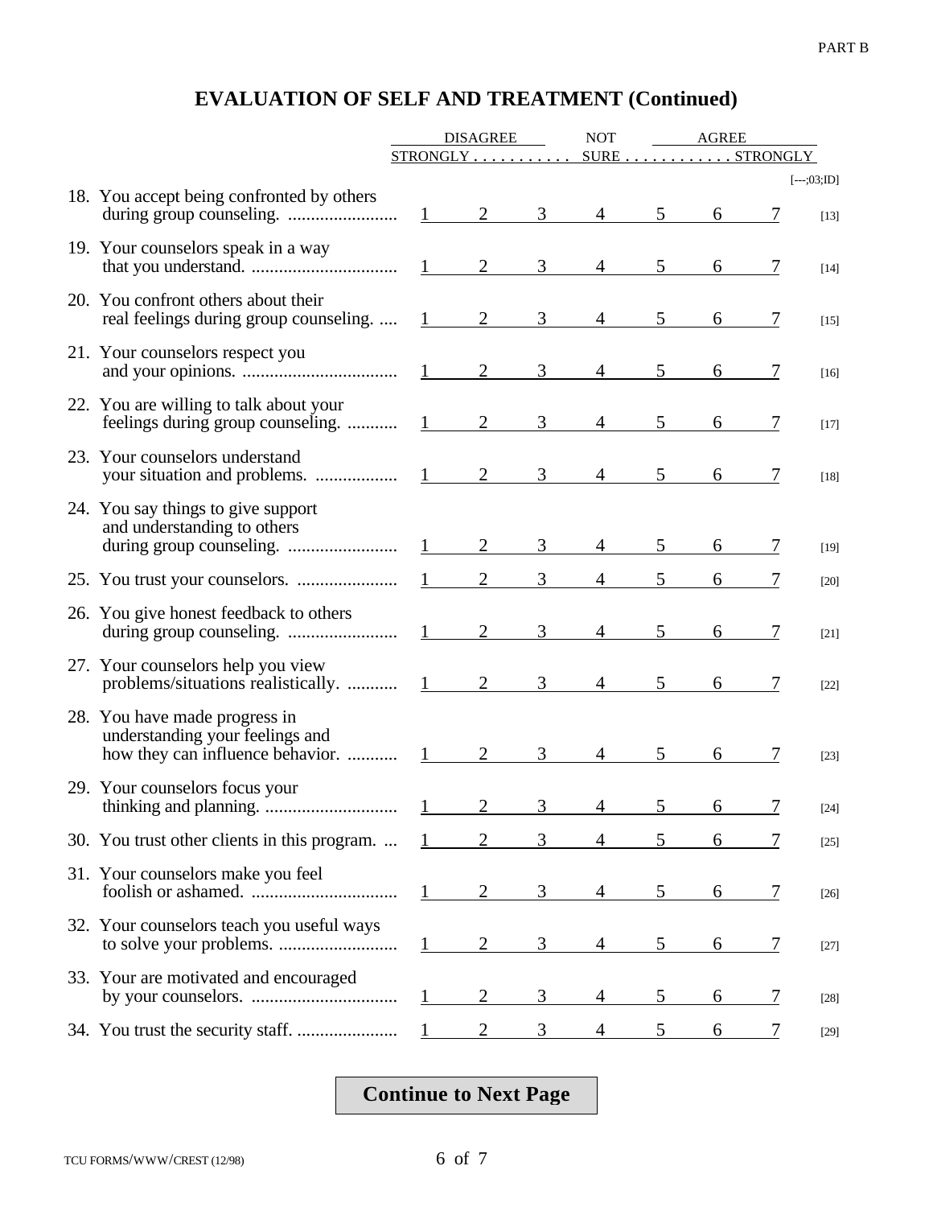PART B

# EVALUATION OF SELF AND TREATMENT (Continued)

| | DISAGREE STRONGLY | | | NOT SURE | | | AGREE STRONGLY | [---;03;ID] |
|---|---|---|---|---|---|---|---|---|
| 18. You accept being confronted by others during group counseling. | 1 | 2 | 3 | 4 | 5 | 6 | 7 | [13] |
| 19. Your counselors speak in a way that you understand. | 1 | 2 | 3 | 4 | 5 | 6 | 7 | [14] |
| 20. You confront others about their real feelings during group counseling. | 1 | 2 | 3 | 4 | 5 | 6 | 7 | [15] |
| 21. Your counselors respect you and your opinions. | 1 | 2 | 3 | 4 | 5 | 6 | 7 | [16] |
| 22. You are willing to talk about your feelings during group counseling. | 1 | 2 | 3 | 4 | 5 | 6 | 7 | [17] |
| 23. Your counselors understand your situation and problems. | 1 | 2 | 3 | 4 | 5 | 6 | 7 | [18] |
| 24. You say things to give support and understanding to others during group counseling. | 1 | 2 | 3 | 4 | 5 | 6 | 7 | [19] |
| 25. You trust your counselors. | 1 | 2 | 3 | 4 | 5 | 6 | 7 | [20] |
| 26. You give honest feedback to others during group counseling. | 1 | 2 | 3 | 4 | 5 | 6 | 7 | [21] |
| 27. Your counselors help you view problems/situations realistically. | 1 | 2 | 3 | 4 | 5 | 6 | 7 | [22] |
| 28. You have made progress in understanding your feelings and how they can influence behavior. | 1 | 2 | 3 | 4 | 5 | 6 | 7 | [23] |
| 29. Your counselors focus your thinking and planning. | 1 | 2 | 3 | 4 | 5 | 6 | 7 | [24] |
| 30. You trust other clients in this program. | 1 | 2 | 3 | 4 | 5 | 6 | 7 | [25] |
| 31. Your counselors make you feel foolish or ashamed. | 1 | 2 | 3 | 4 | 5 | 6 | 7 | [26] |
| 32. Your counselors teach you useful ways to solve your problems. | 1 | 2 | 3 | 4 | 5 | 6 | 7 | [27] |
| 33. Your are motivated and encouraged by your counselors. | 1 | 2 | 3 | 4 | 5 | 6 | 7 | [28] |
| 34. You trust the security staff. | 1 | 2 | 3 | 4 | 5 | 6 | 7 | [29] |

**Continue to Next Page**

TCU FORMS/WWW/CREST (12/98)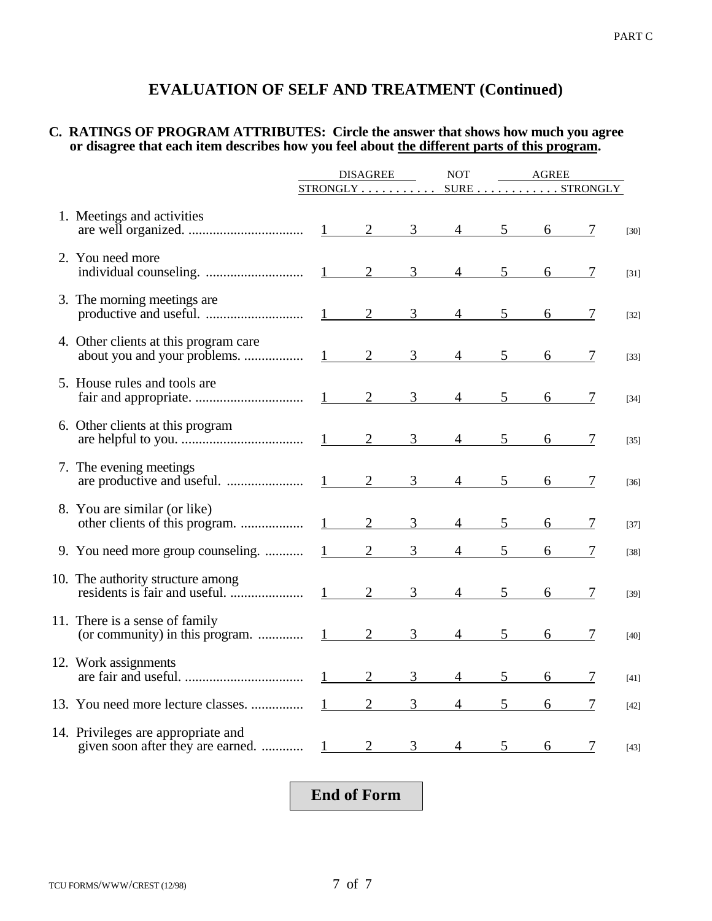PART C

## EVALUATION OF SELF AND TREATMENT (Continued)

**C. RATINGS OF PROGRAM ATTRIBUTES: Circle the answer that shows how much you agree or disagree that each item describes how you feel about the different parts of this program.**

| | DISAGREE STRONGLY | | | NOT SURE | | | AGREE STRONGLY | |
|---|---|---|---|---|---|---|---|---|
| 1. Meetings and activities are well organized. | 1 | 2 | 3 | 4 | 5 | 6 | 7 | [30] |
| 2. You need more individual counseling. | 1 | 2 | 3 | 4 | 5 | 6 | 7 | [31] |
| 3. The morning meetings are productive and useful. | 1 | 2 | 3 | 4 | 5 | 6 | 7 | [32] |
| 4. Other clients at this program care about you and your problems. | 1 | 2 | 3 | 4 | 5 | 6 | 7 | [33] |
| 5. House rules and tools are fair and appropriate. | 1 | 2 | 3 | 4 | 5 | 6 | 7 | [34] |
| 6. Other clients at this program are helpful to you. | 1 | 2 | 3 | 4 | 5 | 6 | 7 | [35] |
| 7. The evening meetings are productive and useful. | 1 | 2 | 3 | 4 | 5 | 6 | 7 | [36] |
| 8. You are similar (or like) other clients of this program. | 1 | 2 | 3 | 4 | 5 | 6 | 7 | [37] |
| 9. You need more group counseling. | 1 | 2 | 3 | 4 | 5 | 6 | 7 | [38] |
| 10. The authority structure among residents is fair and useful. | 1 | 2 | 3 | 4 | 5 | 6 | 7 | [39] |
| 11. There is a sense of family (or community) in this program. | 1 | 2 | 3 | 4 | 5 | 6 | 7 | [40] |
| 12. Work assignments are fair and useful. | 1 | 2 | 3 | 4 | 5 | 6 | 7 | [41] |
| 13. You need more lecture classes. | 1 | 2 | 3 | 4 | 5 | 6 | 7 | [42] |
| 14. Privileges are appropriate and given soon after they are earned. | 1 | 2 | 3 | 4 | 5 | 6 | 7 | [43] |

**End of Form**

TCU FORMS/WWW/CREST (12/98)